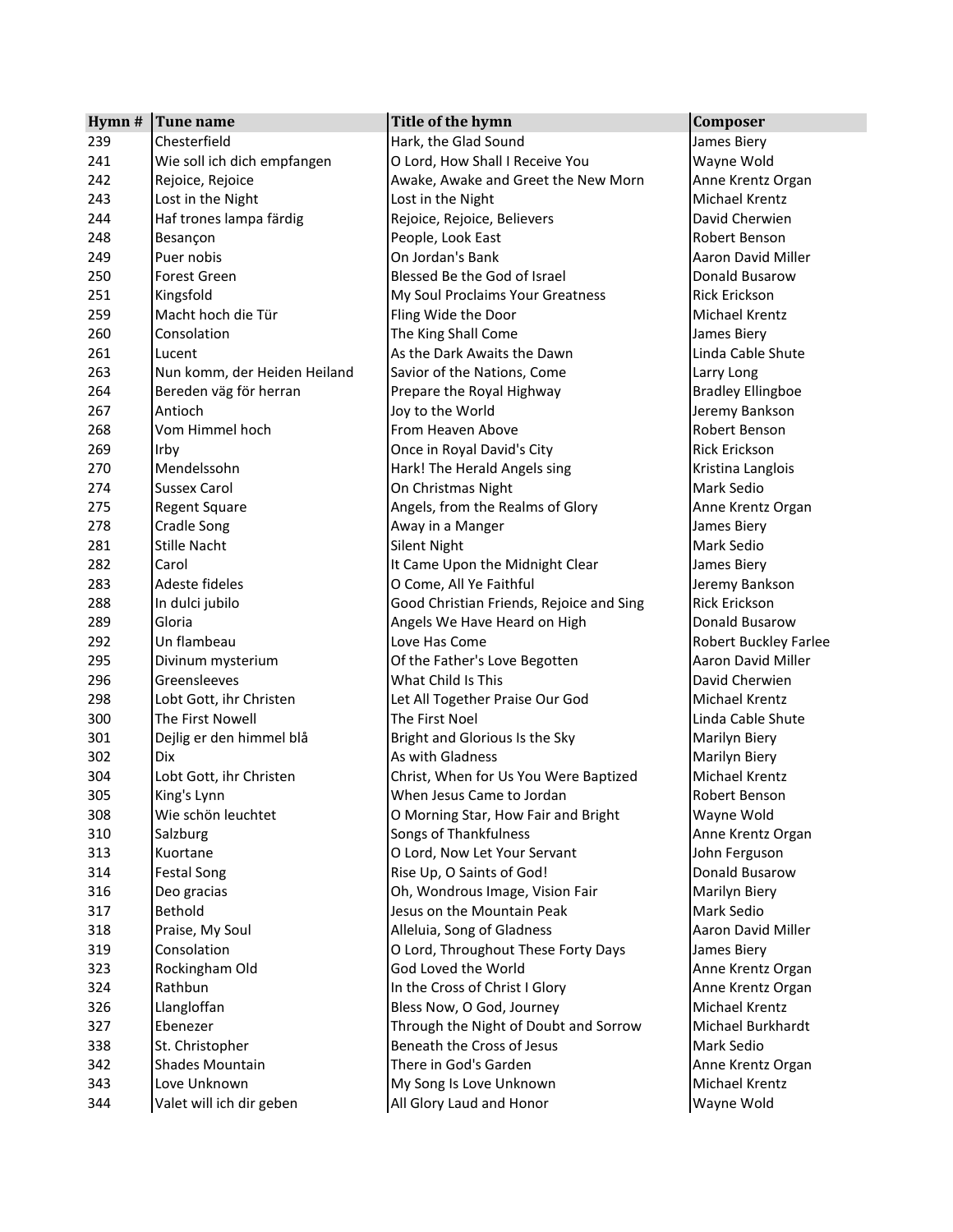| Hymn # | Tune name | Title of the hymn | Composer |
|---|---|---|---|
| 239 | Chesterfield | Hark, the Glad Sound | James Biery |
| 241 | Wie soll ich dich empfangen | O Lord, How Shall I Receive You | Wayne Wold |
| 242 | Rejoice, Rejoice | Awake, Awake and Greet the New Morn | Anne Krentz Organ |
| 243 | Lost in the Night | Lost in the Night | Michael Krentz |
| 244 | Haf trones lampa färdig | Rejoice, Rejoice, Believers | David Cherwien |
| 248 | Besançon | People, Look East | Robert Benson |
| 249 | Puer nobis | On Jordan's Bank | Aaron David Miller |
| 250 | Forest Green | Blessed Be the God of Israel | Donald Busarow |
| 251 | Kingsfold | My Soul Proclaims Your Greatness | Rick Erickson |
| 259 | Macht hoch die Tür | Fling Wide the Door | Michael Krentz |
| 260 | Consolation | The King Shall Come | James Biery |
| 261 | Lucent | As the Dark Awaits the Dawn | Linda Cable Shute |
| 263 | Nun komm, der Heiden Heiland | Savior of the Nations, Come | Larry Long |
| 264 | Bereden väg för herran | Prepare the Royal Highway | Bradley Ellingboe |
| 267 | Antioch | Joy to the World | Jeremy Bankson |
| 268 | Vom Himmel hoch | From Heaven Above | Robert Benson |
| 269 | Irby | Once in Royal David's City | Rick Erickson |
| 270 | Mendelssohn | Hark! The Herald Angels sing | Kristina Langlois |
| 274 | Sussex Carol | On Christmas Night | Mark Sedio |
| 275 | Regent Square | Angels, from the Realms of Glory | Anne Krentz Organ |
| 278 | Cradle Song | Away in a Manger | James Biery |
| 281 | Stille Nacht | Silent Night | Mark Sedio |
| 282 | Carol | It Came Upon the Midnight Clear | James Biery |
| 283 | Adeste fideles | O Come, All Ye Faithful | Jeremy Bankson |
| 288 | In dulci jubilo | Good Christian Friends, Rejoice and Sing | Rick Erickson |
| 289 | Gloria | Angels We Have Heard on High | Donald Busarow |
| 292 | Un flambeau | Love Has Come | Robert Buckley Farlee |
| 295 | Divinum mysterium | Of the Father's Love Begotten | Aaron David Miller |
| 296 | Greensleeves | What Child Is This | David Cherwien |
| 298 | Lobt Gott, ihr Christen | Let All Together Praise Our God | Michael Krentz |
| 300 | The First Nowell | The First Noel | Linda Cable Shute |
| 301 | Dejlig er den himmel blå | Bright and Glorious Is the Sky | Marilyn Biery |
| 302 | Dix | As with Gladness | Marilyn Biery |
| 304 | Lobt Gott, ihr Christen | Christ, When for Us You Were Baptized | Michael Krentz |
| 305 | King's Lynn | When Jesus Came to Jordan | Robert Benson |
| 308 | Wie schön leuchtet | O Morning Star, How Fair and Bright | Wayne Wold |
| 310 | Salzburg | Songs of Thankfulness | Anne Krentz Organ |
| 313 | Kuortane | O Lord, Now Let Your Servant | John Ferguson |
| 314 | Festal Song | Rise Up, O Saints of God! | Donald Busarow |
| 316 | Deo gracias | Oh, Wondrous Image, Vision Fair | Marilyn Biery |
| 317 | Bethold | Jesus on the Mountain Peak | Mark Sedio |
| 318 | Praise, My Soul | Alleluia, Song of Gladness | Aaron David Miller |
| 319 | Consolation | O Lord, Throughout These Forty Days | James Biery |
| 323 | Rockingham Old | God Loved the World | Anne Krentz Organ |
| 324 | Rathbun | In the Cross of Christ I Glory | Anne Krentz Organ |
| 326 | Llangloffan | Bless Now, O God, Journey | Michael Krentz |
| 327 | Ebenezer | Through the Night of Doubt and Sorrow | Michael Burkhardt |
| 338 | St. Christopher | Beneath the Cross of Jesus | Mark Sedio |
| 342 | Shades Mountain | There in God's Garden | Anne Krentz Organ |
| 343 | Love Unknown | My Song Is Love Unknown | Michael Krentz |
| 344 | Valet will ich dir geben | All Glory Laud and Honor | Wayne Wold |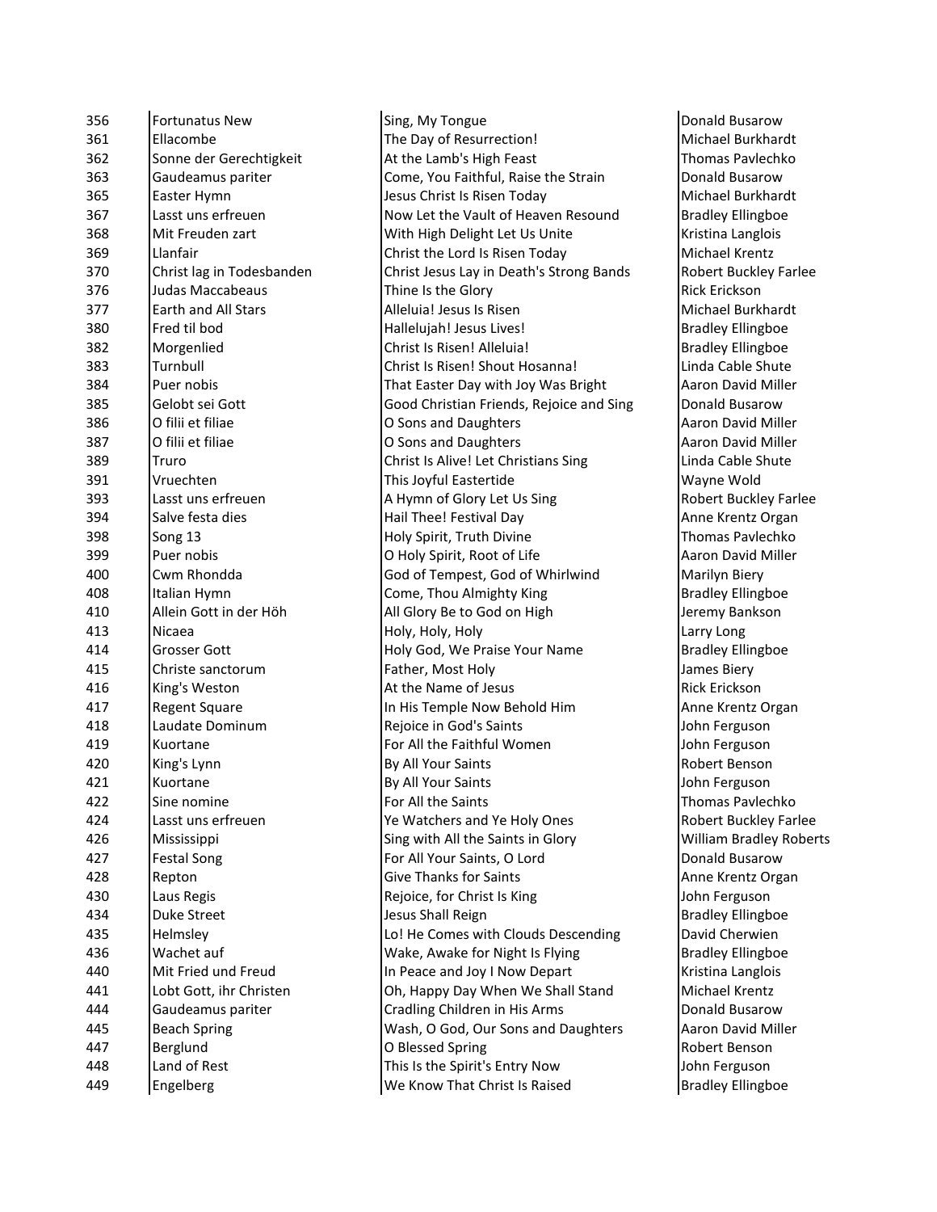| | | | |
|---|---|---|---|
| 356 | Fortunatus New | Sing, My Tongue | Donald Busarow |
| 361 | Ellacombe | The Day of Resurrection! | Michael Burkhardt |
| 362 | Sonne der Gerechtigkeit | At the Lamb's High Feast | Thomas Pavlechko |
| 363 | Gaudeamus pariter | Come, You Faithful, Raise the Strain | Donald Busarow |
| 365 | Easter Hymn | Jesus Christ Is Risen Today | Michael Burkhardt |
| 367 | Lasst uns erfreuen | Now Let the Vault of Heaven Resound | Bradley Ellingboe |
| 368 | Mit Freuden zart | With High Delight Let Us Unite | Kristina Langlois |
| 369 | Llanfair | Christ the Lord Is Risen Today | Michael Krentz |
| 370 | Christ lag in Todesbanden | Christ Jesus Lay in Death's Strong Bands | Robert Buckley Farlee |
| 376 | Judas Maccabeaus | Thine Is the Glory | Rick Erickson |
| 377 | Earth and All Stars | Alleluia! Jesus Is Risen | Michael Burkhardt |
| 380 | Fred til bod | Hallelujah! Jesus Lives! | Bradley Ellingboe |
| 382 | Morgenlied | Christ Is Risen! Alleluia! | Bradley Ellingboe |
| 383 | Turnbull | Christ Is Risen! Shout Hosanna! | Linda Cable Shute |
| 384 | Puer nobis | That Easter Day with Joy Was Bright | Aaron David Miller |
| 385 | Gelobt sei Gott | Good Christian Friends, Rejoice and Sing | Donald Busarow |
| 386 | O filii et filiae | O Sons and Daughters | Aaron David Miller |
| 387 | O filii et filiae | O Sons and Daughters | Aaron David Miller |
| 389 | Truro | Christ Is Alive! Let Christians Sing | Linda Cable Shute |
| 391 | Vruechten | This Joyful Eastertide | Wayne Wold |
| 393 | Lasst uns erfreuen | A Hymn of Glory Let Us Sing | Robert Buckley Farlee |
| 394 | Salve festa dies | Hail Thee! Festival Day | Anne Krentz Organ |
| 398 | Song 13 | Holy Spirit, Truth Divine | Thomas Pavlechko |
| 399 | Puer nobis | O Holy Spirit, Root of Life | Aaron David Miller |
| 400 | Cwm Rhondda | God of Tempest, God of Whirlwind | Marilyn Biery |
| 408 | Italian Hymn | Come, Thou Almighty King | Bradley Ellingboe |
| 410 | Allein Gott in der Höh | All Glory Be to God on High | Jeremy Bankson |
| 413 | Nicaea | Holy, Holy, Holy | Larry Long |
| 414 | Grosser Gott | Holy God, We Praise Your Name | Bradley Ellingboe |
| 415 | Christe sanctorum | Father, Most Holy | James Biery |
| 416 | King's Weston | At the Name of Jesus | Rick Erickson |
| 417 | Regent Square | In His Temple Now Behold Him | Anne Krentz Organ |
| 418 | Laudate Dominum | Rejoice in God's Saints | John Ferguson |
| 419 | Kuortane | For All the Faithful Women | John Ferguson |
| 420 | King's Lynn | By All Your Saints | Robert Benson |
| 421 | Kuortane | By All Your Saints | John Ferguson |
| 422 | Sine nomine | For All the Saints | Thomas Pavlechko |
| 424 | Lasst uns erfreuen | Ye Watchers and Ye Holy Ones | Robert Buckley Farlee |
| 426 | Mississippi | Sing with All the Saints in Glory | William Bradley Roberts |
| 427 | Festal Song | For All Your Saints, O Lord | Donald Busarow |
| 428 | Repton | Give Thanks for Saints | Anne Krentz Organ |
| 430 | Laus Regis | Rejoice, for Christ Is King | John Ferguson |
| 434 | Duke Street | Jesus Shall Reign | Bradley Ellingboe |
| 435 | Helmsley | Lo! He Comes with Clouds Descending | David Cherwien |
| 436 | Wachet auf | Wake, Awake for Night Is Flying | Bradley Ellingboe |
| 440 | Mit Fried und Freud | In Peace and Joy I Now Depart | Kristina Langlois |
| 441 | Lobt Gott, ihr Christen | Oh, Happy Day When We Shall Stand | Michael Krentz |
| 444 | Gaudeamus pariter | Cradling Children in His Arms | Donald Busarow |
| 445 | Beach Spring | Wash, O God, Our Sons and Daughters | Aaron David Miller |
| 447 | Berglund | O Blessed Spring | Robert Benson |
| 448 | Land of Rest | This Is the Spirit's Entry Now | John Ferguson |
| 449 | Engelberg | We Know That Christ Is Raised | Bradley Ellingboe |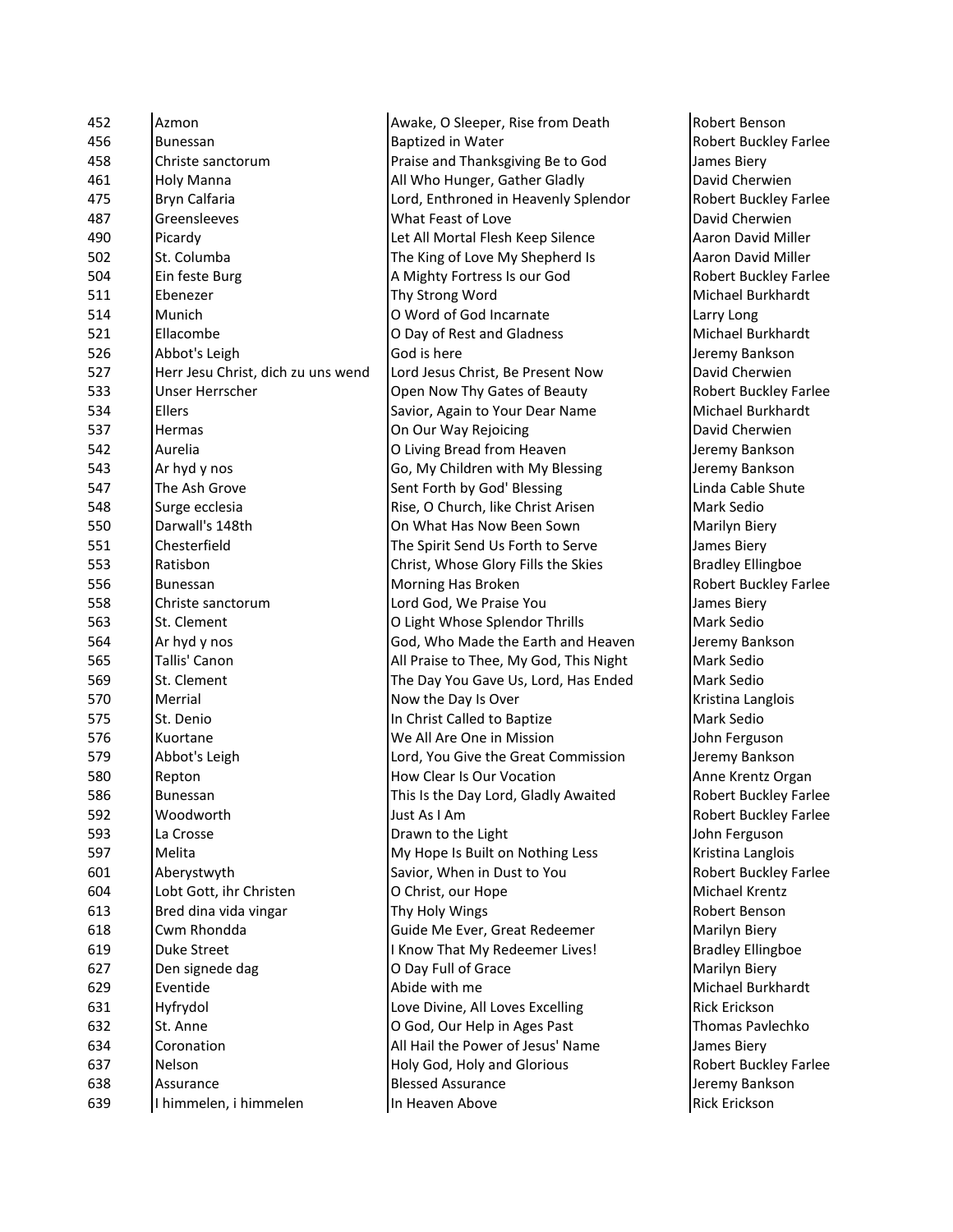| | | | |
|---|---|---|---|
| 452 | Azmon | Awake, O Sleeper, Rise from Death | Robert Benson |
| 456 | Bunessan | Baptized in Water | Robert Buckley Farlee |
| 458 | Christe sanctorum | Praise and Thanksgiving Be to God | James Biery |
| 461 | Holy Manna | All Who Hunger, Gather Gladly | David Cherwien |
| 475 | Bryn Calfaria | Lord, Enthroned in Heavenly Splendor | Robert Buckley Farlee |
| 487 | Greensleeves | What Feast of Love | David Cherwien |
| 490 | Picardy | Let All Mortal Flesh Keep Silence | Aaron David Miller |
| 502 | St. Columba | The King of Love My Shepherd Is | Aaron David Miller |
| 504 | Ein feste Burg | A Mighty Fortress Is our God | Robert Buckley Farlee |
| 511 | Ebenezer | Thy Strong Word | Michael Burkhardt |
| 514 | Munich | O Word of God Incarnate | Larry Long |
| 521 | Ellacombe | O Day of Rest and Gladness | Michael Burkhardt |
| 526 | Abbot's Leigh | God is here | Jeremy Bankson |
| 527 | Herr Jesu Christ, dich zu uns wend | Lord Jesus Christ, Be Present Now | David Cherwien |
| 533 | Unser Herrscher | Open Now Thy Gates of Beauty | Robert Buckley Farlee |
| 534 | Ellers | Savior, Again to Your Dear Name | Michael Burkhardt |
| 537 | Hermas | On Our Way Rejoicing | David Cherwien |
| 542 | Aurelia | O Living Bread from Heaven | Jeremy Bankson |
| 543 | Ar hyd y nos | Go, My Children with My Blessing | Jeremy Bankson |
| 547 | The Ash Grove | Sent Forth by God' Blessing | Linda Cable Shute |
| 548 | Surge ecclesia | Rise, O Church, like Christ Arisen | Mark Sedio |
| 550 | Darwall's 148th | On What Has Now Been Sown | Marilyn Biery |
| 551 | Chesterfield | The Spirit Send Us Forth to Serve | James Biery |
| 553 | Ratisbon | Christ, Whose Glory Fills the Skies | Bradley Ellingboe |
| 556 | Bunessan | Morning Has Broken | Robert Buckley Farlee |
| 558 | Christe sanctorum | Lord God, We Praise You | James Biery |
| 563 | St. Clement | O Light Whose Splendor Thrills | Mark Sedio |
| 564 | Ar hyd y nos | God, Who Made the Earth and Heaven | Jeremy Bankson |
| 565 | Tallis' Canon | All Praise to Thee, My God, This Night | Mark Sedio |
| 569 | St. Clement | The Day You Gave Us, Lord, Has Ended | Mark Sedio |
| 570 | Merrial | Now the Day Is Over | Kristina Langlois |
| 575 | St. Denio | In Christ Called to Baptize | Mark Sedio |
| 576 | Kuortane | We All Are One in Mission | John Ferguson |
| 579 | Abbot's Leigh | Lord, You Give the Great Commission | Jeremy Bankson |
| 580 | Repton | How Clear Is Our Vocation | Anne Krentz Organ |
| 586 | Bunessan | This Is the Day Lord, Gladly Awaited | Robert Buckley Farlee |
| 592 | Woodworth | Just As I Am | Robert Buckley Farlee |
| 593 | La Crosse | Drawn to the Light | John Ferguson |
| 597 | Melita | My Hope Is Built on Nothing Less | Kristina Langlois |
| 601 | Aberystwyth | Savior, When in Dust to You | Robert Buckley Farlee |
| 604 | Lobt Gott, ihr Christen | O Christ, our Hope | Michael Krentz |
| 613 | Bred dina vida vingar | Thy Holy Wings | Robert Benson |
| 618 | Cwm Rhondda | Guide Me Ever, Great Redeemer | Marilyn Biery |
| 619 | Duke Street | I Know That My Redeemer Lives! | Bradley Ellingboe |
| 627 | Den signede dag | O Day Full of Grace | Marilyn Biery |
| 629 | Eventide | Abide with me | Michael Burkhardt |
| 631 | Hyfrydol | Love Divine, All Loves Excelling | Rick Erickson |
| 632 | St. Anne | O God, Our Help in Ages Past | Thomas Pavlechko |
| 634 | Coronation | All Hail the Power of Jesus' Name | James Biery |
| 637 | Nelson | Holy God, Holy and Glorious | Robert Buckley Farlee |
| 638 | Assurance | Blessed Assurance | Jeremy Bankson |
| 639 | I himmelen, i himmelen | In Heaven Above | Rick Erickson |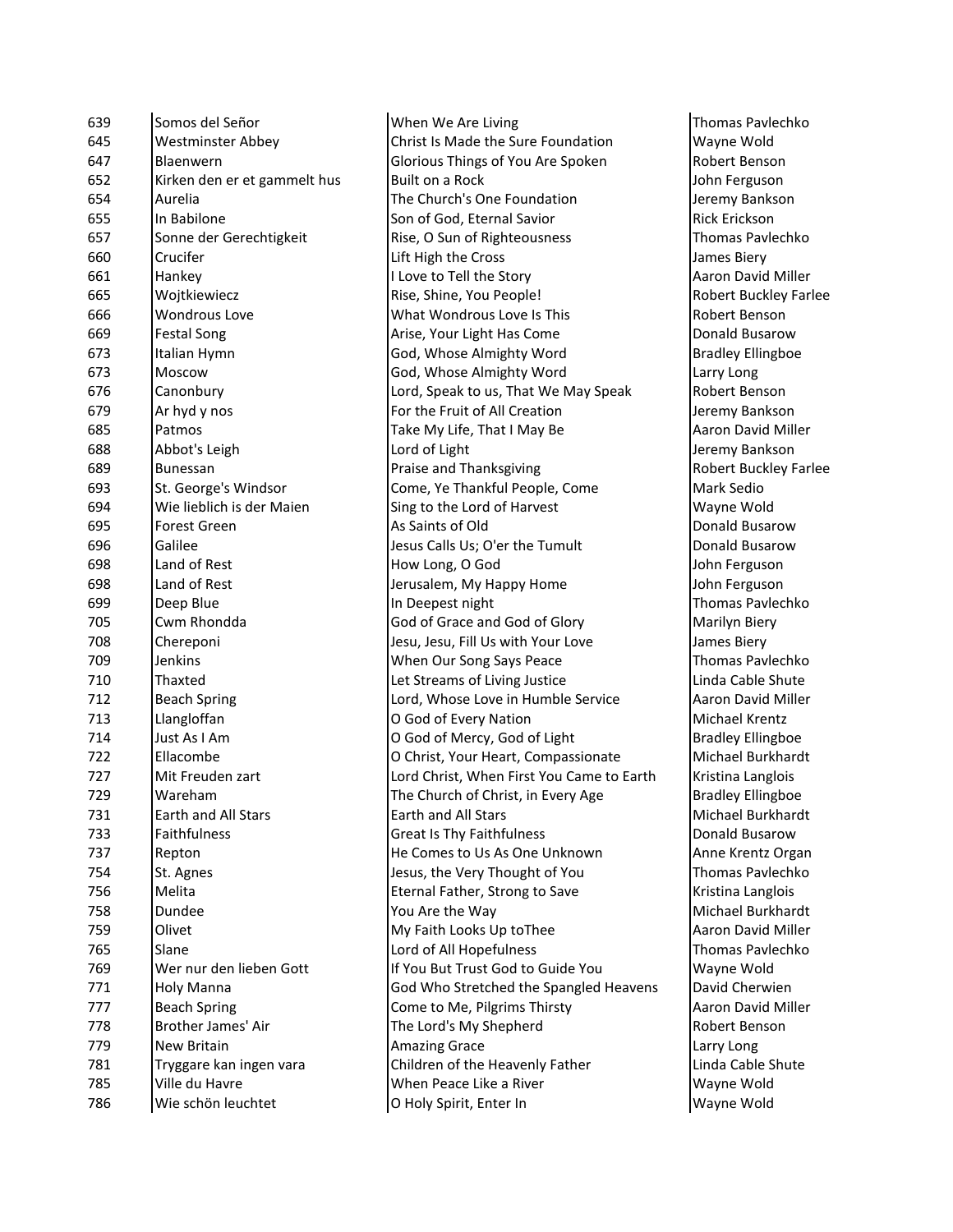| | | | |
|---|---|---|---|
| 639 | Somos del Señor | When We Are Living | Thomas Pavlechko |
| 645 | Westminster Abbey | Christ Is Made the Sure Foundation | Wayne Wold |
| 647 | Blaenwern | Glorious Things of You Are Spoken | Robert Benson |
| 652 | Kirken den er et gammelt hus | Built on a Rock | John Ferguson |
| 654 | Aurelia | The Church's One Foundation | Jeremy Bankson |
| 655 | In Babilone | Son of God, Eternal Savior | Rick Erickson |
| 657 | Sonne der Gerechtigkeit | Rise, O Sun of Righteousness | Thomas Pavlechko |
| 660 | Crucifer | Lift High the Cross | James Biery |
| 661 | Hankey | I Love to Tell the Story | Aaron David Miller |
| 665 | Wojtkiewiecz | Rise, Shine, You People! | Robert Buckley Farlee |
| 666 | Wondrous Love | What Wondrous Love Is This | Robert Benson |
| 669 | Festal Song | Arise, Your Light Has Come | Donald Busarow |
| 673 | Italian Hymn | God, Whose Almighty Word | Bradley Ellingboe |
| 673 | Moscow | God, Whose Almighty Word | Larry Long |
| 676 | Canonbury | Lord, Speak to us, That We May Speak | Robert Benson |
| 679 | Ar hyd y nos | For the Fruit of All Creation | Jeremy Bankson |
| 685 | Patmos | Take My Life, That I May Be | Aaron David Miller |
| 688 | Abbot's Leigh | Lord of Light | Jeremy Bankson |
| 689 | Bunessan | Praise and Thanksgiving | Robert Buckley Farlee |
| 693 | St. George's Windsor | Come, Ye Thankful People, Come | Mark Sedio |
| 694 | Wie lieblich is der Maien | Sing to the Lord of Harvest | Wayne Wold |
| 695 | Forest Green | As Saints of Old | Donald Busarow |
| 696 | Galilee | Jesus Calls Us; O'er the Tumult | Donald Busarow |
| 698 | Land of Rest | How Long, O God | John Ferguson |
| 698 | Land of Rest | Jerusalem, My Happy Home | John Ferguson |
| 699 | Deep Blue | In Deepest night | Thomas Pavlechko |
| 705 | Cwm Rhondda | God of Grace and God of Glory | Marilyn Biery |
| 708 | Chereponi | Jesu, Jesu, Fill Us with Your Love | James Biery |
| 709 | Jenkins | When Our Song Says Peace | Thomas Pavlechko |
| 710 | Thaxted | Let Streams of Living Justice | Linda Cable Shute |
| 712 | Beach Spring | Lord, Whose Love in Humble Service | Aaron David Miller |
| 713 | Llangloffan | O God of Every Nation | Michael Krentz |
| 714 | Just As I Am | O God of Mercy, God of Light | Bradley Ellingboe |
| 722 | Ellacombe | O Christ, Your Heart, Compassionate | Michael Burkhardt |
| 727 | Mit Freuden zart | Lord Christ, When First You Came to Earth | Kristina Langlois |
| 729 | Wareham | The Church of Christ, in Every Age | Bradley Ellingboe |
| 731 | Earth and All Stars | Earth and All Stars | Michael Burkhardt |
| 733 | Faithfulness | Great Is Thy Faithfulness | Donald Busarow |
| 737 | Repton | He Comes to Us As One Unknown | Anne Krentz Organ |
| 754 | St. Agnes | Jesus, the Very Thought of You | Thomas Pavlechko |
| 756 | Melita | Eternal Father, Strong to Save | Kristina Langlois |
| 758 | Dundee | You Are the Way | Michael Burkhardt |
| 759 | Olivet | My Faith Looks Up toThee | Aaron David Miller |
| 765 | Slane | Lord of All Hopefulness | Thomas Pavlechko |
| 769 | Wer nur den lieben Gott | If You But Trust God to Guide You | Wayne Wold |
| 771 | Holy Manna | God Who Stretched the Spangled Heavens | David Cherwien |
| 777 | Beach Spring | Come to Me, Pilgrims Thirsty | Aaron David Miller |
| 778 | Brother James' Air | The Lord's My Shepherd | Robert Benson |
| 779 | New Britain | Amazing Grace | Larry Long |
| 781 | Tryggare kan ingen vara | Children of the Heavenly Father | Linda Cable Shute |
| 785 | Ville du Havre | When Peace Like a River | Wayne Wold |
| 786 | Wie schön leuchtet | O Holy Spirit, Enter In | Wayne Wold |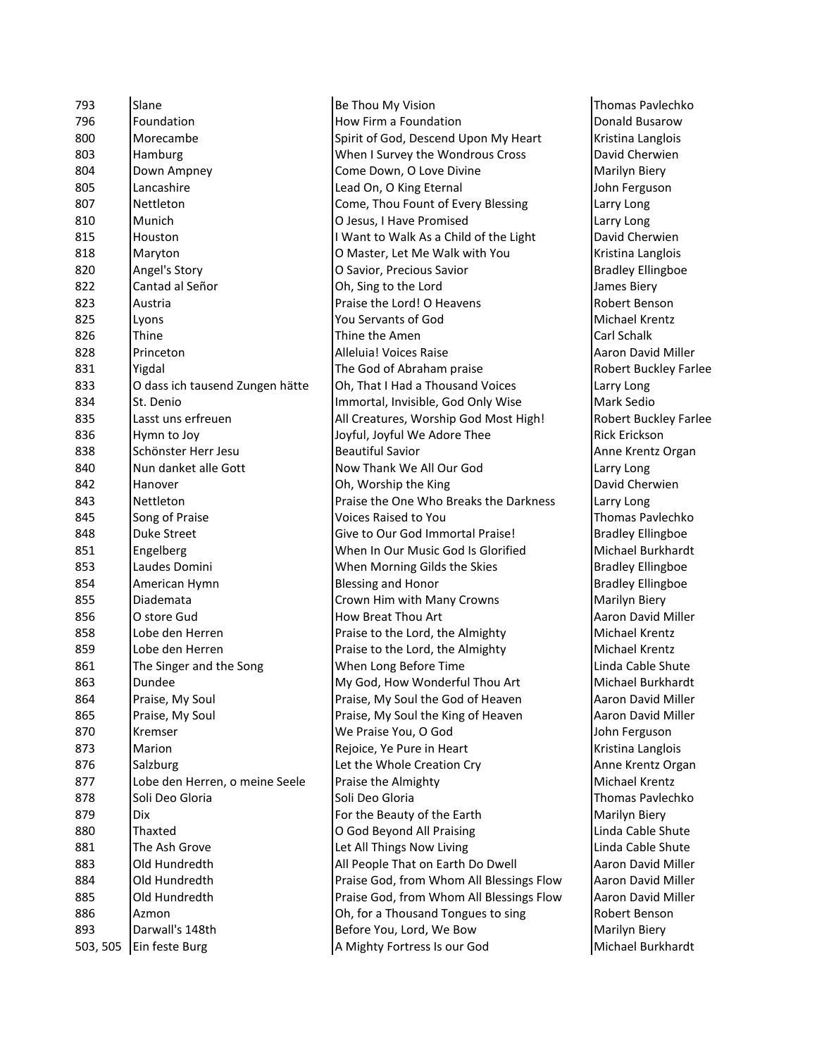| | | | |
|---|---|---|---|
| 793 | Slane | Be Thou My Vision | Thomas Pavlechko |
| 796 | Foundation | How Firm a Foundation | Donald Busarow |
| 800 | Morecambe | Spirit of God, Descend Upon My Heart | Kristina Langlois |
| 803 | Hamburg | When I Survey the Wondrous Cross | David Cherwien |
| 804 | Down Ampney | Come Down, O Love Divine | Marilyn Biery |
| 805 | Lancashire | Lead On, O King Eternal | John Ferguson |
| 807 | Nettleton | Come, Thou Fount of Every Blessing | Larry Long |
| 810 | Munich | O Jesus, I Have Promised | Larry Long |
| 815 | Houston | I Want to Walk As a Child of the Light | David Cherwien |
| 818 | Maryton | O Master, Let Me Walk with You | Kristina Langlois |
| 820 | Angel's Story | O Savior, Precious Savior | Bradley Ellingboe |
| 822 | Cantad al Señor | Oh, Sing to the Lord | James Biery |
| 823 | Austria | Praise the Lord! O Heavens | Robert Benson |
| 825 | Lyons | You Servants of God | Michael Krentz |
| 826 | Thine | Thine the Amen | Carl Schalk |
| 828 | Princeton | Alleluia! Voices Raise | Aaron David Miller |
| 831 | Yigdal | The God of Abraham praise | Robert Buckley Farlee |
| 833 | O dass ich tausend Zungen hätte | Oh, That I Had a Thousand Voices | Larry Long |
| 834 | St. Denio | Immortal, Invisible, God Only Wise | Mark Sedio |
| 835 | Lasst uns erfreuen | All Creatures, Worship God Most High! | Robert Buckley Farlee |
| 836 | Hymn to Joy | Joyful, Joyful We Adore Thee | Rick Erickson |
| 838 | Schönster Herr Jesu | Beautiful Savior | Anne Krentz Organ |
| 840 | Nun danket alle Gott | Now Thank We All Our God | Larry Long |
| 842 | Hanover | Oh, Worship the King | David Cherwien |
| 843 | Nettleton | Praise the One Who Breaks the Darkness | Larry Long |
| 845 | Song of Praise | Voices Raised to You | Thomas Pavlechko |
| 848 | Duke Street | Give to Our God Immortal Praise! | Bradley Ellingboe |
| 851 | Engelberg | When In Our Music God Is Glorified | Michael Burkhardt |
| 853 | Laudes Domini | When Morning Gilds the Skies | Bradley Ellingboe |
| 854 | American Hymn | Blessing and Honor | Bradley Ellingboe |
| 855 | Diademata | Crown Him with Many Crowns | Marilyn Biery |
| 856 | O store Gud | How Breat Thou Art | Aaron David Miller |
| 858 | Lobe den Herren | Praise to the Lord, the Almighty | Michael Krentz |
| 859 | Lobe den Herren | Praise to the Lord, the Almighty | Michael Krentz |
| 861 | The Singer and the Song | When Long Before Time | Linda Cable Shute |
| 863 | Dundee | My God, How Wonderful Thou Art | Michael Burkhardt |
| 864 | Praise, My Soul | Praise, My Soul the God of Heaven | Aaron David Miller |
| 865 | Praise, My Soul | Praise, My Soul the King of Heaven | Aaron David Miller |
| 870 | Kremser | We Praise You, O God | John Ferguson |
| 873 | Marion | Rejoice, Ye Pure in Heart | Kristina Langlois |
| 876 | Salzburg | Let the Whole Creation Cry | Anne Krentz Organ |
| 877 | Lobe den Herren, o meine Seele | Praise the Almighty | Michael Krentz |
| 878 | Soli Deo Gloria | Soli Deo Gloria | Thomas Pavlechko |
| 879 | Dix | For the Beauty of the Earth | Marilyn Biery |
| 880 | Thaxted | O God Beyond All Praising | Linda Cable Shute |
| 881 | The Ash Grove | Let All Things Now Living | Linda Cable Shute |
| 883 | Old Hundredth | All People That on Earth Do Dwell | Aaron David Miller |
| 884 | Old Hundredth | Praise God, from Whom All Blessings Flow | Aaron David Miller |
| 885 | Old Hundredth | Praise God, from Whom All Blessings Flow | Aaron David Miller |
| 886 | Azmon | Oh, for a Thousand Tongues to sing | Robert Benson |
| 893 | Darwall's 148th | Before You, Lord, We Bow | Marilyn Biery |
| 503, 505 | Ein feste Burg | A Mighty Fortress Is our God | Michael Burkhardt |